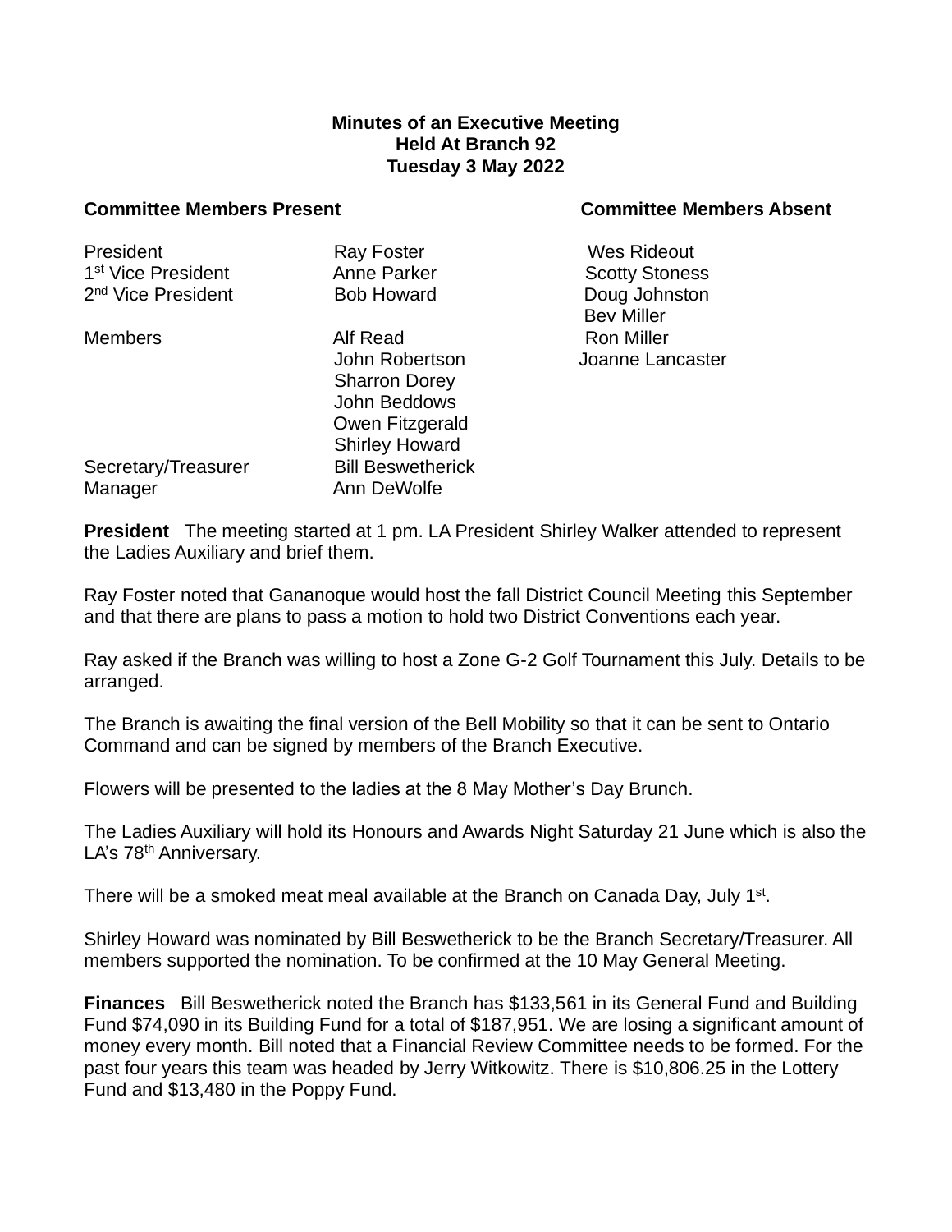**Minutes of an Executive Meeting**
**Held At Branch 92**
**Tuesday 3 May 2022**

| **Committee Members Present** | | **Committee Members Absent** |
|---|---|---|
| President | Ray Foster | Wes Rideout |
| 1st Vice President | Anne Parker | Scotty Stoness |
| 2nd Vice President | Bob Howard | Doug Johnston |
| | | Bev Miller |
| Members | Alf Read | Ron Miller |
| | John Robertson | Joanne Lancaster |
| | Sharron Dorey | |
| | John Beddows | |
| | Owen Fitzgerald | |
| | Shirley Howard | |
| Secretary/Treasurer | Bill Beswetherick | |
| Manager | Ann DeWolfe | |

**President** The meeting started at 1 pm. LA President Shirley Walker attended to represent the Ladies Auxiliary and brief them.

Ray Foster noted that Gananoque would host the fall District Council Meeting this September and that there are plans to pass a motion to hold two District Conventions each year.

Ray asked if the Branch was willing to host a Zone G-2 Golf Tournament this July. Details to be arranged.

The Branch is awaiting the final version of the Bell Mobility so that it can be sent to Ontario Command and can be signed by members of the Branch Executive.

Flowers will be presented to the ladies at the 8 May Mother's Day Brunch.

The Ladies Auxiliary will hold its Honours and Awards Night Saturday 21 June which is also the LA's 78th Anniversary.

There will be a smoked meat meal available at the Branch on Canada Day, July 1st.

Shirley Howard was nominated by Bill Beswetherick to be the Branch Secretary/Treasurer. All members supported the nomination. To be confirmed at the 10 May General Meeting.

**Finances** Bill Beswetherick noted the Branch has $133,561 in its General Fund and Building Fund $74,090 in its Building Fund for a total of $187,951. We are losing a significant amount of money every month. Bill noted that a Financial Review Committee needs to be formed. For the past four years this team was headed by Jerry Witkowitz. There is $10,806.25 in the Lottery Fund and $13,480 in the Poppy Fund.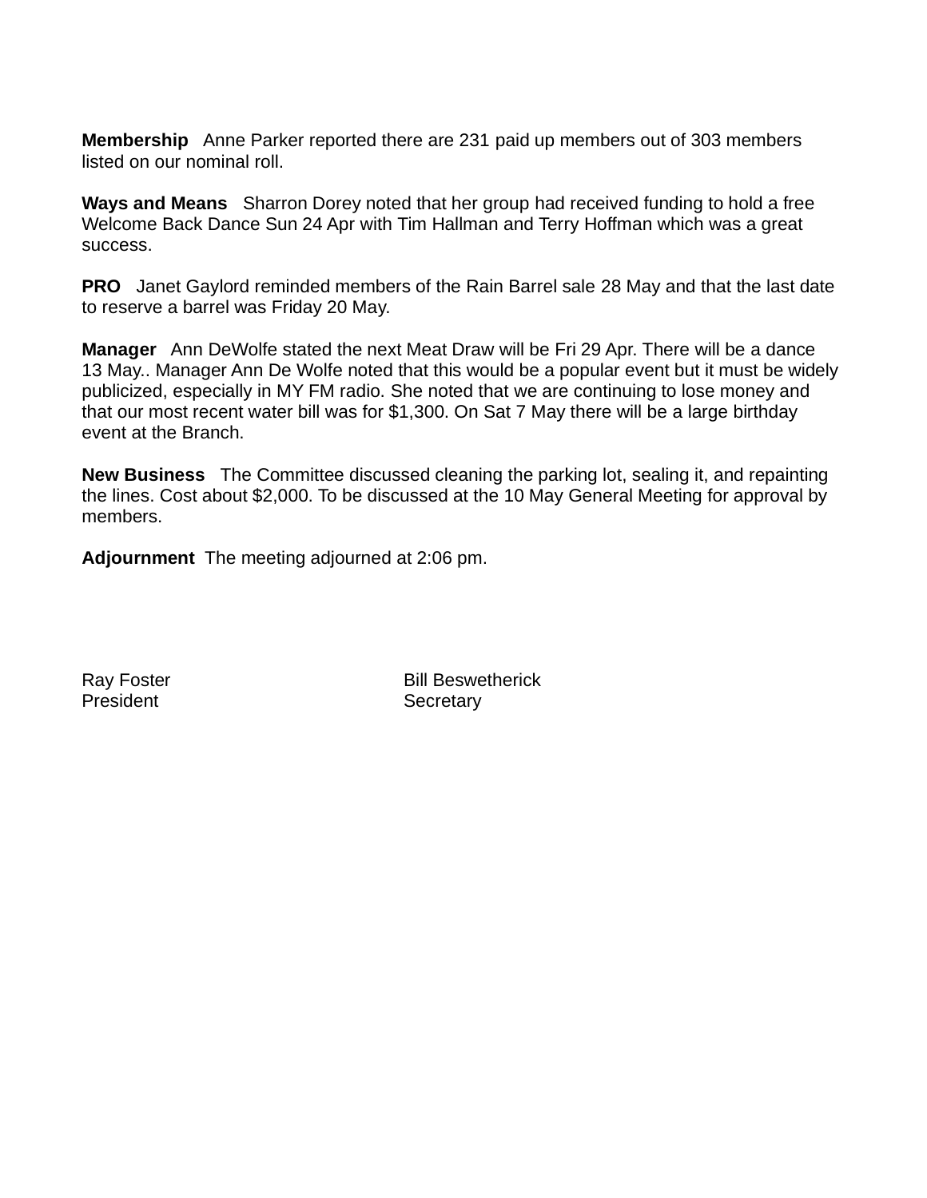**Membership** Anne Parker reported there are 231 paid up members out of 303 members listed on our nominal roll.

**Ways and Means** Sharron Dorey noted that her group had received funding to hold a free Welcome Back Dance Sun 24 Apr with Tim Hallman and Terry Hoffman which was a great success.

**PRO** Janet Gaylord reminded members of the Rain Barrel sale 28 May and that the last date to reserve a barrel was Friday 20 May.

**Manager** Ann DeWolfe stated the next Meat Draw will be Fri 29 Apr. There will be a dance 13 May.. Manager Ann De Wolfe noted that this would be a popular event but it must be widely publicized, especially in MY FM radio. She noted that we are continuing to lose money and that our most recent water bill was for $1,300. On Sat 7 May there will be a large birthday event at the Branch.

**New Business** The Committee discussed cleaning the parking lot, sealing it, and repainting the lines. Cost about $2,000. To be discussed at the 10 May General Meeting for approval by members.

**Adjournment** The meeting adjourned at 2:06 pm.

Ray Foster
President

Bill Beswetherick
Secretary